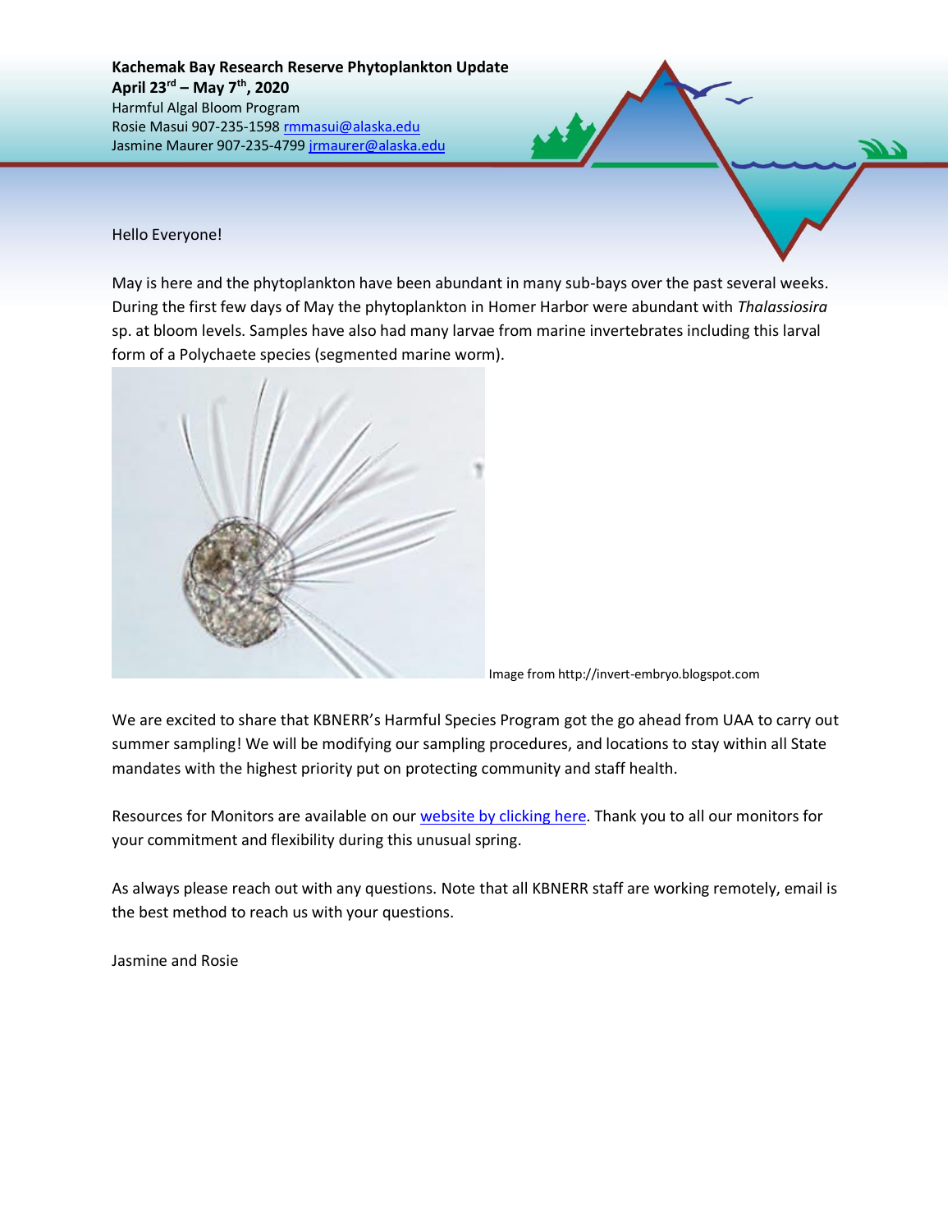**Kachemak Bay Research Reserve Phytoplankton Update**
**April 23rd – May 7th, 2020**
Harmful Algal Bloom Program
Rosie Masui 907-235-1598 rmmasui@alaska.edu
Jasmine Maurer 907-235-4799 jrmaurer@alaska.edu

Hello Everyone!

May is here and the phytoplankton have been abundant in many sub-bays over the past several weeks. During the first few days of May the phytoplankton in Homer Harbor were abundant with *Thalassiosira* sp. at bloom levels. Samples have also had many larvae from marine invertebrates including this larval form of a Polychaete species (segmented marine worm).

Image from http://invert-embryo.blogspot.com

We are excited to share that KBNERR's Harmful Species Program got the go ahead from UAA to carry out summer sampling! We will be modifying our sampling procedures, and locations to stay within all State mandates with the highest priority put on protecting community and staff health.

Resources for Monitors are available on our website by clicking here. Thank you to all our monitors for your commitment and flexibility during this unusual spring.

As always please reach out with any questions. Note that all KBNERR staff are working remotely, email is the best method to reach us with your questions.

Jasmine and Rosie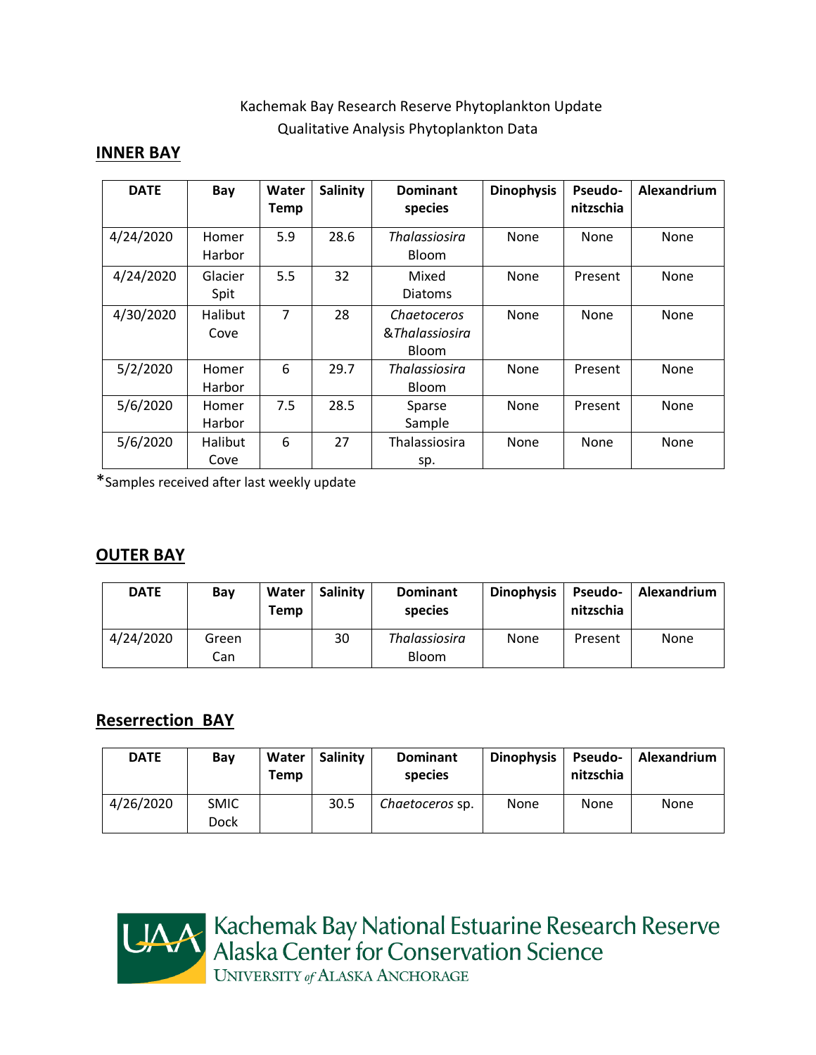Kachemak Bay Research Reserve Phytoplankton Update
Qualitative Analysis Phytoplankton Data

## INNER BAY

| DATE | Bay | Water Temp | Salinity | Dominant species | Dinophysis | Pseudo-nitzschia | Alexandrium |
|---|---|---|---|---|---|---|---|
| 4/24/2020 | Homer Harbor | 5.9 | 28.6 | *Thalassiosira* Bloom | None | None | None |
| 4/24/2020 | Glacier Spit | 5.5 | 32 | Mixed Diatoms | None | Present | None |
| 4/30/2020 | Halibut Cove | 7 | 28 | *Chaetoceros* &*Thalassiosira* Bloom | None | None | None |
| 5/2/2020 | Homer Harbor | 6 | 29.7 | *Thalassiosira* Bloom | None | Present | None |
| 5/6/2020 | Homer Harbor | 7.5 | 28.5 | Sparse Sample | None | Present | None |
| 5/6/2020 | Halibut Cove | 6 | 27 | Thalassiosira sp. | None | None | None |

*Samples received after last weekly update

## OUTER BAY

| DATE | Bay | Water Temp | Salinity | Dominant species | Dinophysis | Pseudo-nitzschia | Alexandrium |
|---|---|---|---|---|---|---|---|
| 4/24/2020 | Green Can | | 30 | *Thalassiosira* Bloom | None | Present | None |

## Reserrection BAY

| DATE | Bay | Water Temp | Salinity | Dominant species | Dinophysis | Pseudo-nitzschia | Alexandrium |
|---|---|---|---|---|---|---|---|
| 4/26/2020 | SMIC Dock | | 30.5 | *Chaetoceros* sp. | None | None | None |

UAA Kachemak Bay National Estuarine Research Reserve
Alaska Center for Conservation Science
University of Alaska Anchorage